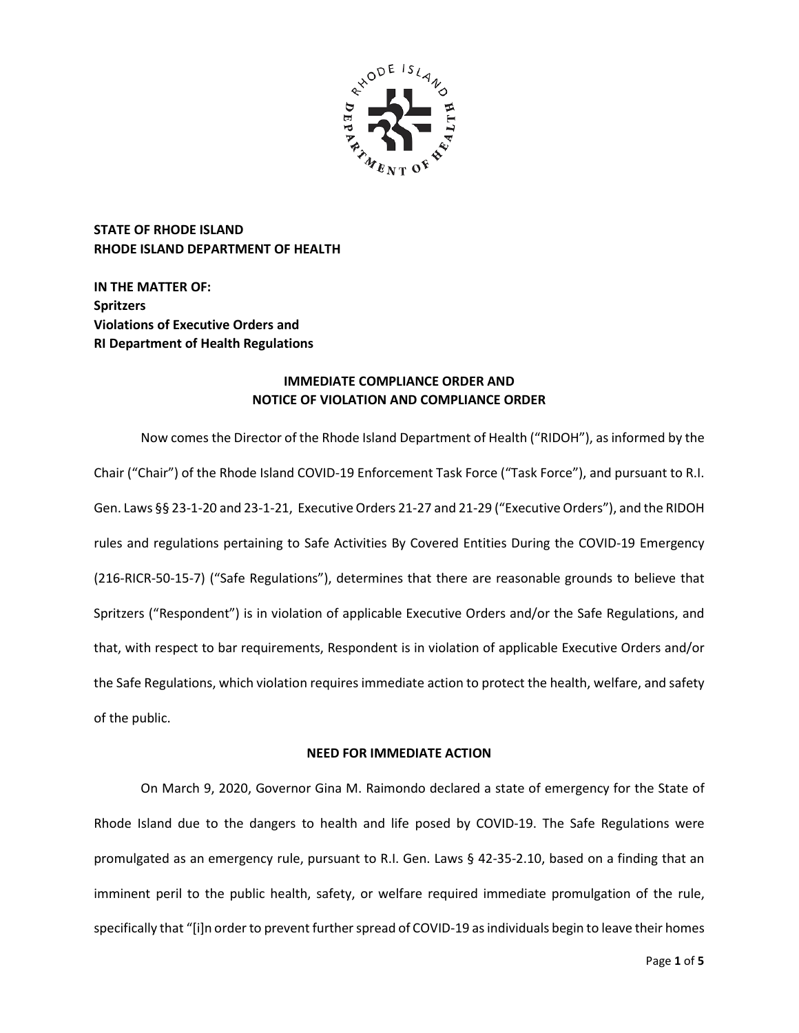**STATE OF RHODE ISLAND**
**RHODE ISLAND DEPARTMENT OF HEALTH**

**IN THE MATTER OF:**
**Spritzers**
**Violations of Executive Orders and**
**RI Department of Health Regulations**

**IMMEDIATE COMPLIANCE ORDER AND**
**NOTICE OF VIOLATION AND COMPLIANCE ORDER**

Now comes the Director of the Rhode Island Department of Health ("RIDOH"), as informed by the Chair ("Chair") of the Rhode Island COVID-19 Enforcement Task Force ("Task Force"), and pursuant to R.I. Gen. Laws §§ 23-1-20 and 23-1-21, Executive Orders 21-27 and 21-29 ("Executive Orders"), and the RIDOH rules and regulations pertaining to Safe Activities By Covered Entities During the COVID-19 Emergency (216-RICR-50-15-7) ("Safe Regulations"), determines that there are reasonable grounds to believe that Spritzers ("Respondent") is in violation of applicable Executive Orders and/or the Safe Regulations, and that, with respect to bar requirements, Respondent is in violation of applicable Executive Orders and/or the Safe Regulations, which violation requires immediate action to protect the health, welfare, and safety of the public.

**NEED FOR IMMEDIATE ACTION**

On March 9, 2020, Governor Gina M. Raimondo declared a state of emergency for the State of Rhode Island due to the dangers to health and life posed by COVID-19. The Safe Regulations were promulgated as an emergency rule, pursuant to R.I. Gen. Laws § 42-35-2.10, based on a finding that an imminent peril to the public health, safety, or welfare required immediate promulgation of the rule, specifically that "[i]n order to prevent further spread of COVID-19 as individuals begin to leave their homes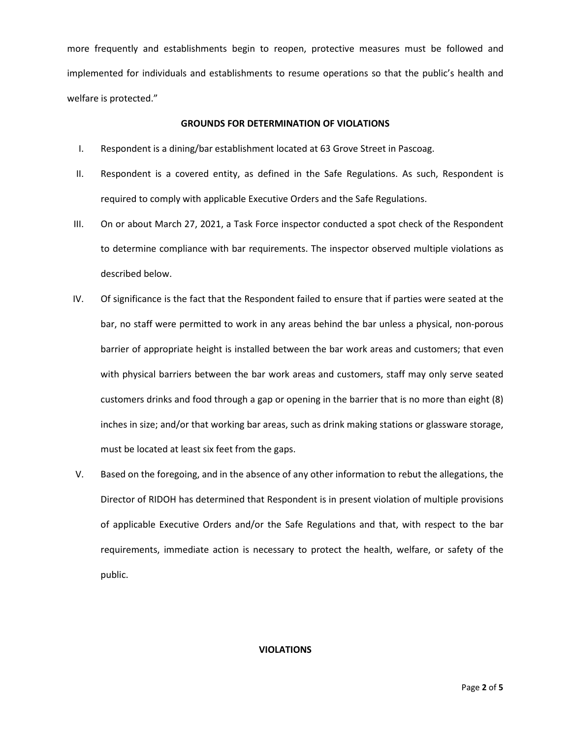more frequently and establishments begin to reopen, protective measures must be followed and implemented for individuals and establishments to resume operations so that the public's health and welfare is protected."

## GROUNDS FOR DETERMINATION OF VIOLATIONS

I. Respondent is a dining/bar establishment located at 63 Grove Street in Pascoag.

II. Respondent is a covered entity, as defined in the Safe Regulations. As such, Respondent is required to comply with applicable Executive Orders and the Safe Regulations.

III. On or about March 27, 2021, a Task Force inspector conducted a spot check of the Respondent to determine compliance with bar requirements. The inspector observed multiple violations as described below.

IV. Of significance is the fact that the Respondent failed to ensure that if parties were seated at the bar, no staff were permitted to work in any areas behind the bar unless a physical, non-porous barrier of appropriate height is installed between the bar work areas and customers; that even with physical barriers between the bar work areas and customers, staff may only serve seated customers drinks and food through a gap or opening in the barrier that is no more than eight (8) inches in size; and/or that working bar areas, such as drink making stations or glassware storage, must be located at least six feet from the gaps.

V. Based on the foregoing, and in the absence of any other information to rebut the allegations, the Director of RIDOH has determined that Respondent is in present violation of multiple provisions of applicable Executive Orders and/or the Safe Regulations and that, with respect to the bar requirements, immediate action is necessary to protect the health, welfare, or safety of the public.

## VIOLATIONS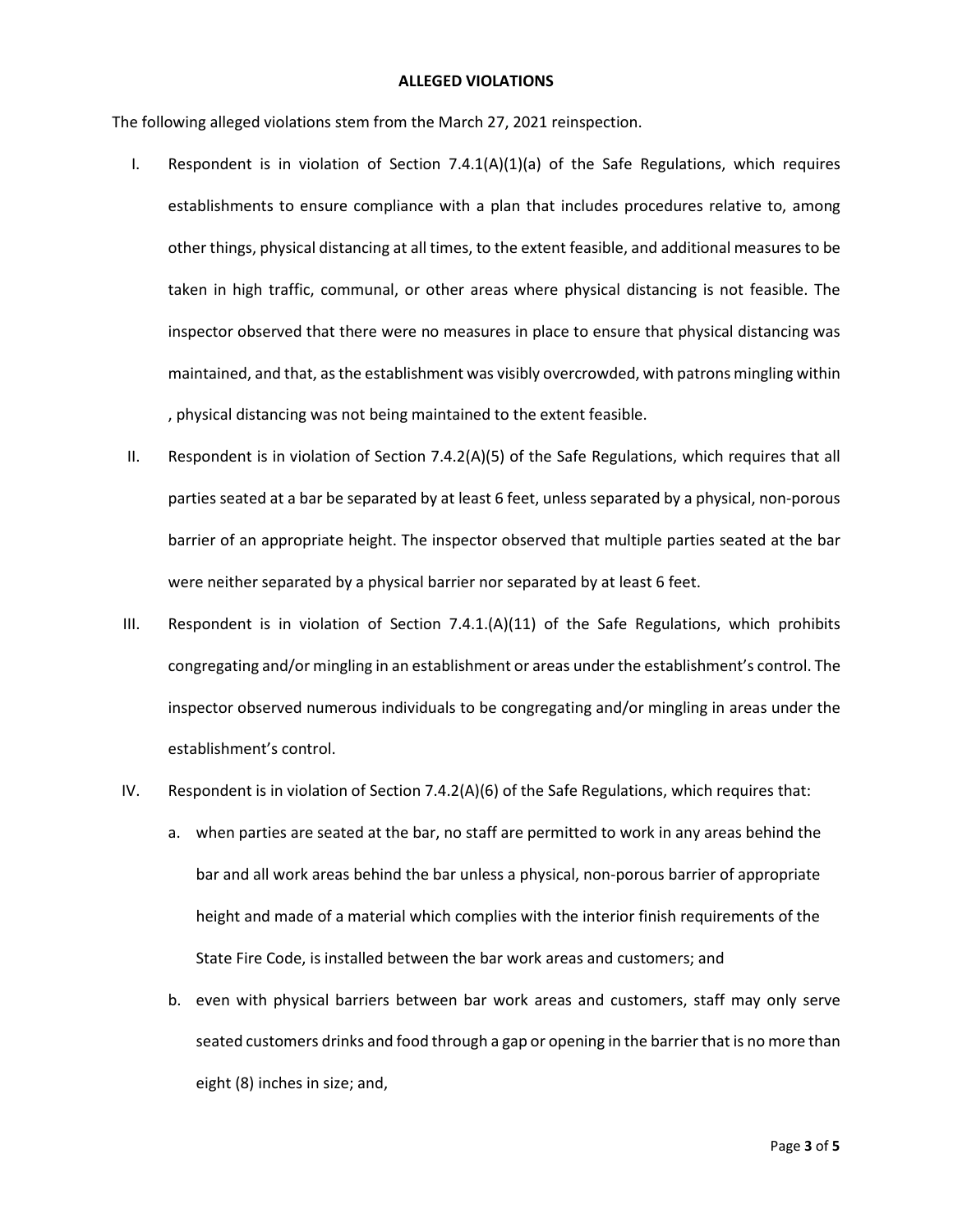**ALLEGED VIOLATIONS**

The following alleged violations stem from the March 27, 2021 reinspection.

I. Respondent is in violation of Section 7.4.1(A)(1)(a) of the Safe Regulations, which requires establishments to ensure compliance with a plan that includes procedures relative to, among other things, physical distancing at all times, to the extent feasible, and additional measures to be taken in high traffic, communal, or other areas where physical distancing is not feasible. The inspector observed that there were no measures in place to ensure that physical distancing was maintained, and that, as the establishment was visibly overcrowded, with patrons mingling within , physical distancing was not being maintained to the extent feasible.

II. Respondent is in violation of Section 7.4.2(A)(5) of the Safe Regulations, which requires that all parties seated at a bar be separated by at least 6 feet, unless separated by a physical, non-porous barrier of an appropriate height. The inspector observed that multiple parties seated at the bar were neither separated by a physical barrier nor separated by at least 6 feet.

III. Respondent is in violation of Section 7.4.1.(A)(11) of the Safe Regulations, which prohibits congregating and/or mingling in an establishment or areas under the establishment's control. The inspector observed numerous individuals to be congregating and/or mingling in areas under the establishment's control.

IV. Respondent is in violation of Section 7.4.2(A)(6) of the Safe Regulations, which requires that:

   a. when parties are seated at the bar, no staff are permitted to work in any areas behind the bar and all work areas behind the bar unless a physical, non-porous barrier of appropriate height and made of a material which complies with the interior finish requirements of the State Fire Code, is installed between the bar work areas and customers; and

   b. even with physical barriers between bar work areas and customers, staff may only serve seated customers drinks and food through a gap or opening in the barrier that is no more than eight (8) inches in size; and,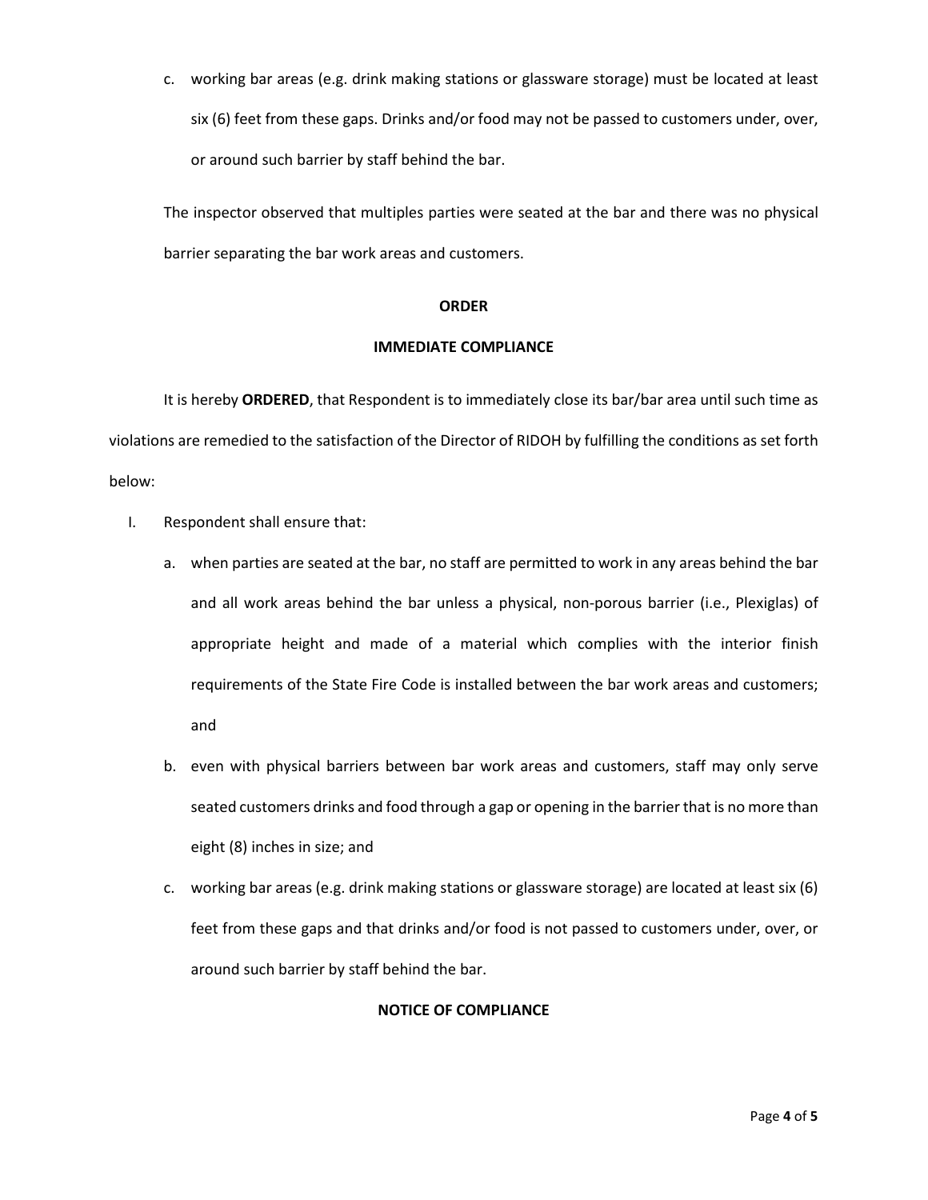c. working bar areas (e.g. drink making stations or glassware storage) must be located at least six (6) feet from these gaps. Drinks and/or food may not be passed to customers under, over, or around such barrier by staff behind the bar.

The inspector observed that multiples parties were seated at the bar and there was no physical barrier separating the bar work areas and customers.

**ORDER**

**IMMEDIATE COMPLIANCE**

It is hereby **ORDERED**, that Respondent is to immediately close its bar/bar area until such time as violations are remedied to the satisfaction of the Director of RIDOH by fulfilling the conditions as set forth below:

I. Respondent shall ensure that:

   a. when parties are seated at the bar, no staff are permitted to work in any areas behind the bar and all work areas behind the bar unless a physical, non-porous barrier (i.e., Plexiglas) of appropriate height and made of a material which complies with the interior finish requirements of the State Fire Code is installed between the bar work areas and customers; and

   b. even with physical barriers between bar work areas and customers, staff may only serve seated customers drinks and food through a gap or opening in the barrier that is no more than eight (8) inches in size; and

   c. working bar areas (e.g. drink making stations or glassware storage) are located at least six (6) feet from these gaps and that drinks and/or food is not passed to customers under, over, or around such barrier by staff behind the bar.

**NOTICE OF COMPLIANCE**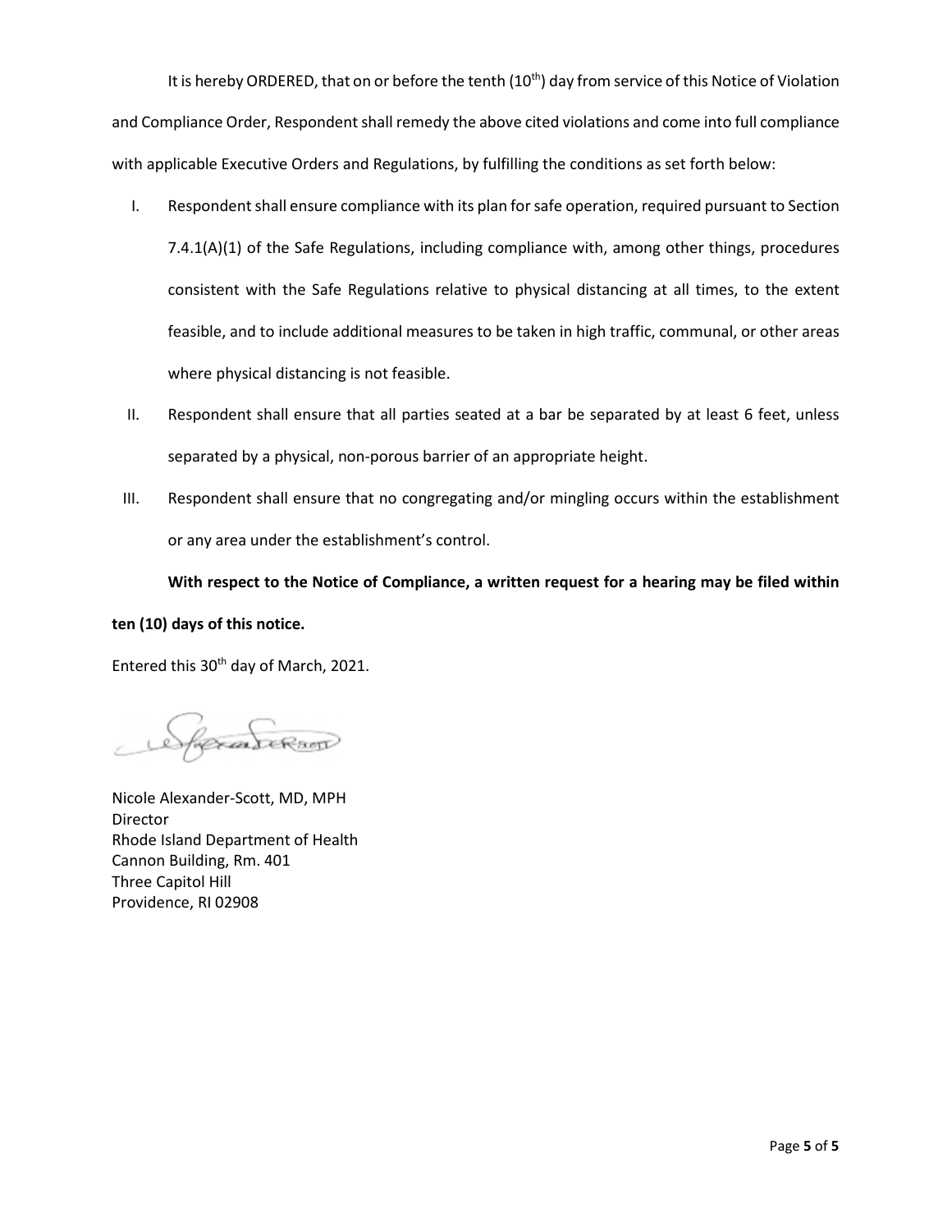It is hereby ORDERED, that on or before the tenth (10th) day from service of this Notice of Violation and Compliance Order, Respondent shall remedy the above cited violations and come into full compliance with applicable Executive Orders and Regulations, by fulfilling the conditions as set forth below:

I. Respondent shall ensure compliance with its plan for safe operation, required pursuant to Section 7.4.1(A)(1) of the Safe Regulations, including compliance with, among other things, procedures consistent with the Safe Regulations relative to physical distancing at all times, to the extent feasible, and to include additional measures to be taken in high traffic, communal, or other areas where physical distancing is not feasible.

II. Respondent shall ensure that all parties seated at a bar be separated by at least 6 feet, unless separated by a physical, non-porous barrier of an appropriate height.

III. Respondent shall ensure that no congregating and/or mingling occurs within the establishment or any area under the establishment's control.

**With respect to the Notice of Compliance, a written request for a hearing may be filed within ten (10) days of this notice.**

Entered this 30th day of March, 2021.

Nicole Alexander-Scott, MD, MPH
Director
Rhode Island Department of Health
Cannon Building, Rm. 401
Three Capitol Hill
Providence, RI 02908